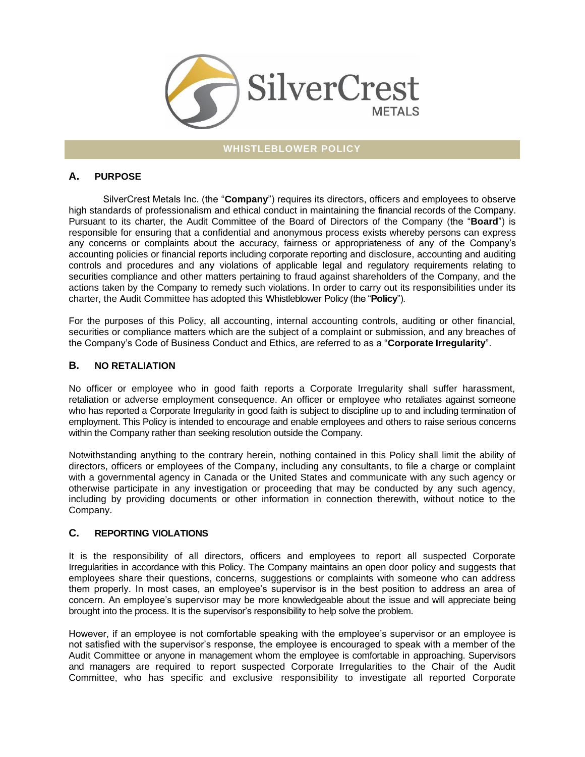SilverCrest METALS

# WHISTLEBLOWER POLICY

## A. PURPOSE

SilverCrest Metals Inc. (the "**Company**") requires its directors, officers and employees to observe high standards of professionalism and ethical conduct in maintaining the financial records of the Company. Pursuant to its charter, the Audit Committee of the Board of Directors of the Company (the "**Board**") is responsible for ensuring that a confidential and anonymous process exists whereby persons can express any concerns or complaints about the accuracy, fairness or appropriateness of any of the Company's accounting policies or financial reports including corporate reporting and disclosure, accounting and auditing controls and procedures and any violations of applicable legal and regulatory requirements relating to securities compliance and other matters pertaining to fraud against shareholders of the Company, and the actions taken by the Company to remedy such violations. In order to carry out its responsibilities under its charter, the Audit Committee has adopted this Whistleblower Policy (the "**Policy**").

For the purposes of this Policy, all accounting, internal accounting controls, auditing or other financial, securities or compliance matters which are the subject of a complaint or submission, and any breaches of the Company's Code of Business Conduct and Ethics, are referred to as a "**Corporate Irregularity**".

## B. NO RETALIATION

No officer or employee who in good faith reports a Corporate Irregularity shall suffer harassment, retaliation or adverse employment consequence. An officer or employee who retaliates against someone who has reported a Corporate Irregularity in good faith is subject to discipline up to and including termination of employment. This Policy is intended to encourage and enable employees and others to raise serious concerns within the Company rather than seeking resolution outside the Company.

Notwithstanding anything to the contrary herein, nothing contained in this Policy shall limit the ability of directors, officers or employees of the Company, including any consultants, to file a charge or complaint with a governmental agency in Canada or the United States and communicate with any such agency or otherwise participate in any investigation or proceeding that may be conducted by any such agency, including by providing documents or other information in connection therewith, without notice to the Company.

## C. REPORTING VIOLATIONS

It is the responsibility of all directors, officers and employees to report all suspected Corporate Irregularities in accordance with this Policy. The Company maintains an open door policy and suggests that employees share their questions, concerns, suggestions or complaints with someone who can address them properly. In most cases, an employee's supervisor is in the best position to address an area of concern. An employee's supervisor may be more knowledgeable about the issue and will appreciate being brought into the process. It is the supervisor's responsibility to help solve the problem.

However, if an employee is not comfortable speaking with the employee's supervisor or an employee is not satisfied with the supervisor's response, the employee is encouraged to speak with a member of the Audit Committee or anyone in management whom the employee is comfortable in approaching. Supervisors and managers are required to report suspected Corporate Irregularities to the Chair of the Audit Committee, who has specific and exclusive responsibility to investigate all reported Corporate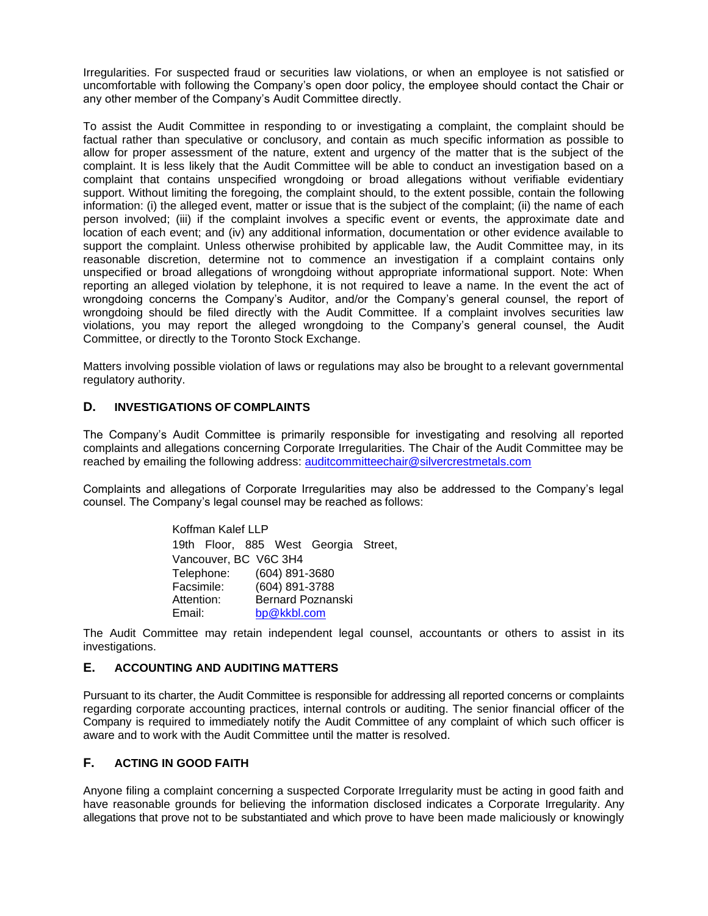Irregularities. For suspected fraud or securities law violations, or when an employee is not satisfied or uncomfortable with following the Company's open door policy, the employee should contact the Chair or any other member of the Company's Audit Committee directly.

To assist the Audit Committee in responding to or investigating a complaint, the complaint should be factual rather than speculative or conclusory, and contain as much specific information as possible to allow for proper assessment of the nature, extent and urgency of the matter that is the subject of the complaint. It is less likely that the Audit Committee will be able to conduct an investigation based on a complaint that contains unspecified wrongdoing or broad allegations without verifiable evidentiary support. Without limiting the foregoing, the complaint should, to the extent possible, contain the following information: (i) the alleged event, matter or issue that is the subject of the complaint; (ii) the name of each person involved; (iii) if the complaint involves a specific event or events, the approximate date and location of each event; and (iv) any additional information, documentation or other evidence available to support the complaint. Unless otherwise prohibited by applicable law, the Audit Committee may, in its reasonable discretion, determine not to commence an investigation if a complaint contains only unspecified or broad allegations of wrongdoing without appropriate informational support. Note: When reporting an alleged violation by telephone, it is not required to leave a name. In the event the act of wrongdoing concerns the Company's Auditor, and/or the Company's general counsel, the report of wrongdoing should be filed directly with the Audit Committee. If a complaint involves securities law violations, you may report the alleged wrongdoing to the Company's general counsel, the Audit Committee, or directly to the Toronto Stock Exchange.

Matters involving possible violation of laws or regulations may also be brought to a relevant governmental regulatory authority.

## D. INVESTIGATIONS OF COMPLAINTS

The Company's Audit Committee is primarily responsible for investigating and resolving all reported complaints and allegations concerning Corporate Irregularities. The Chair of the Audit Committee may be reached by emailing the following address: auditcommitteechair@silvercrestmetals.com

Complaints and allegations of Corporate Irregularities may also be addressed to the Company's legal counsel. The Company's legal counsel may be reached as follows:

Koffman Kalef LLP
19th Floor, 885 West Georgia Street,
Vancouver, BC V6C 3H4
Telephone: (604) 891-3680
Facsimile: (604) 891-3788
Attention: Bernard Poznanski
Email: bp@kkbl.com

The Audit Committee may retain independent legal counsel, accountants or others to assist in its investigations.

## E. ACCOUNTING AND AUDITING MATTERS

Pursuant to its charter, the Audit Committee is responsible for addressing all reported concerns or complaints regarding corporate accounting practices, internal controls or auditing. The senior financial officer of the Company is required to immediately notify the Audit Committee of any complaint of which such officer is aware and to work with the Audit Committee until the matter is resolved.

## F. ACTING IN GOOD FAITH

Anyone filing a complaint concerning a suspected Corporate Irregularity must be acting in good faith and have reasonable grounds for believing the information disclosed indicates a Corporate Irregularity. Any allegations that prove not to be substantiated and which prove to have been made maliciously or knowingly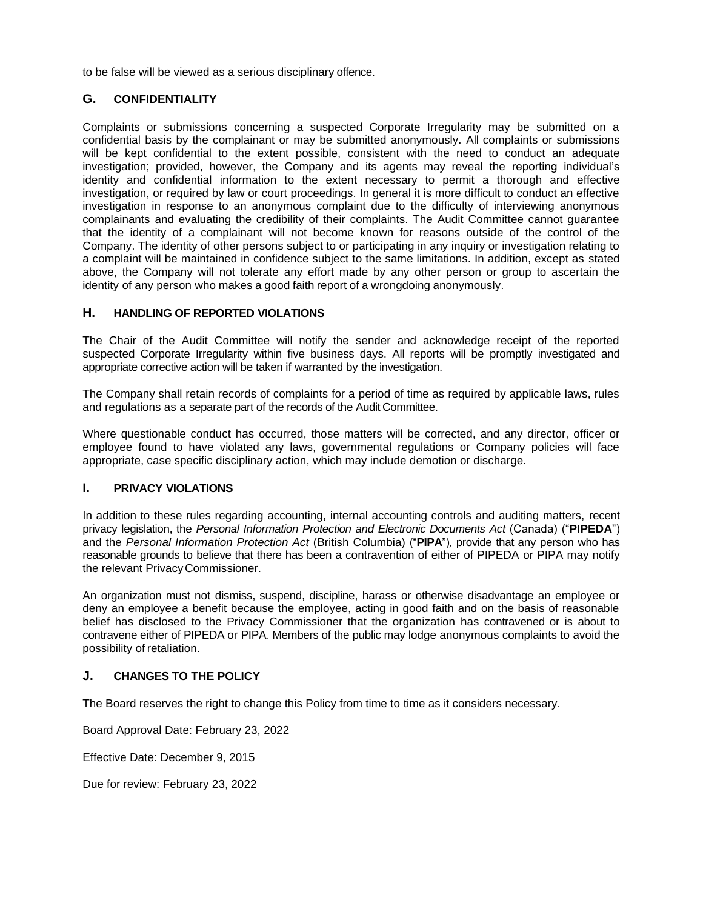to be false will be viewed as a serious disciplinary offence.

## G. CONFIDENTIALITY

Complaints or submissions concerning a suspected Corporate Irregularity may be submitted on a confidential basis by the complainant or may be submitted anonymously. All complaints or submissions will be kept confidential to the extent possible, consistent with the need to conduct an adequate investigation; provided, however, the Company and its agents may reveal the reporting individual's identity and confidential information to the extent necessary to permit a thorough and effective investigation, or required by law or court proceedings. In general it is more difficult to conduct an effective investigation in response to an anonymous complaint due to the difficulty of interviewing anonymous complainants and evaluating the credibility of their complaints. The Audit Committee cannot guarantee that the identity of a complainant will not become known for reasons outside of the control of the Company. The identity of other persons subject to or participating in any inquiry or investigation relating to a complaint will be maintained in confidence subject to the same limitations. In addition, except as stated above, the Company will not tolerate any effort made by any other person or group to ascertain the identity of any person who makes a good faith report of a wrongdoing anonymously.

## H. HANDLING OF REPORTED VIOLATIONS

The Chair of the Audit Committee will notify the sender and acknowledge receipt of the reported suspected Corporate Irregularity within five business days. All reports will be promptly investigated and appropriate corrective action will be taken if warranted by the investigation.

The Company shall retain records of complaints for a period of time as required by applicable laws, rules and regulations as a separate part of the records of the Audit Committee.

Where questionable conduct has occurred, those matters will be corrected, and any director, officer or employee found to have violated any laws, governmental regulations or Company policies will face appropriate, case specific disciplinary action, which may include demotion or discharge.

## I. PRIVACY VIOLATIONS

In addition to these rules regarding accounting, internal accounting controls and auditing matters, recent privacy legislation, the *Personal Information Protection and Electronic Documents Act* (Canada) ("**PIPEDA**") and the *Personal Information Protection Act* (British Columbia) ("**PIPA**"), provide that any person who has reasonable grounds to believe that there has been a contravention of either of PIPEDA or PIPA may notify the relevant Privacy Commissioner.

An organization must not dismiss, suspend, discipline, harass or otherwise disadvantage an employee or deny an employee a benefit because the employee, acting in good faith and on the basis of reasonable belief has disclosed to the Privacy Commissioner that the organization has contravened or is about to contravene either of PIPEDA or PIPA. Members of the public may lodge anonymous complaints to avoid the possibility of retaliation.

## J. CHANGES TO THE POLICY

The Board reserves the right to change this Policy from time to time as it considers necessary.

Board Approval Date: February 23, 2022

Effective Date: December 9, 2015

Due for review: February 23, 2022